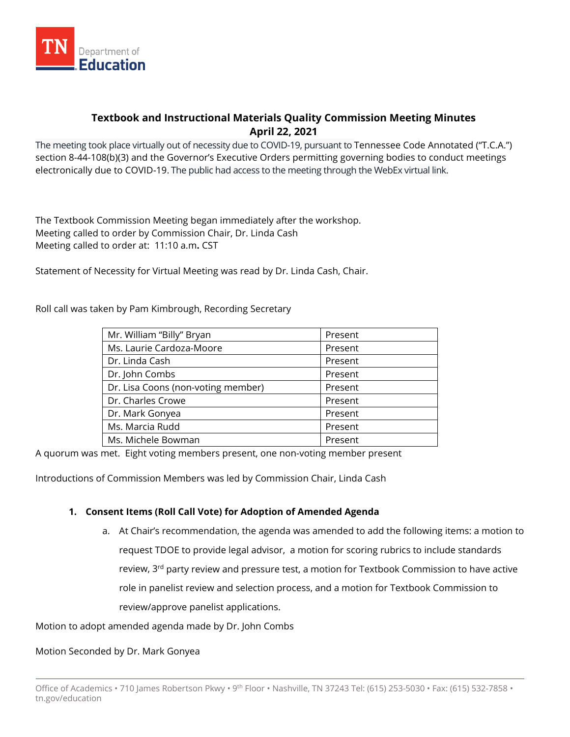## Textbook and Instructional Materials Quality Commission Meeting Minutes
## April 22, 2021

The meeting took place virtually out of necessity due to COVID-19, pursuant to Tennessee Code Annotated ("T.C.A.") section 8-44-108(b)(3) and the Governor's Executive Orders permitting governing bodies to conduct meetings electronically due to COVID-19. The public had access to the meeting through the WebEx virtual link.

The Textbook Commission Meeting began immediately after the workshop.
Meeting called to order by Commission Chair, Dr. Linda Cash
Meeting called to order at: 11:10 a.m**.** CST

Statement of Necessity for Virtual Meeting was read by Dr. Linda Cash, Chair.

Roll call was taken by Pam Kimbrough, Recording Secretary

| | |
|---|---|
| Mr. William "Billy" Bryan | Present |
| Ms. Laurie Cardoza-Moore | Present |
| Dr. Linda Cash | Present |
| Dr. John Combs | Present |
| Dr. Lisa Coons (non-voting member) | Present |
| Dr. Charles Crowe | Present |
| Dr. Mark Gonyea | Present |
| Ms. Marcia Rudd | Present |
| Ms. Michele Bowman | Present |

A quorum was met. Eight voting members present, one non-voting member present

Introductions of Commission Members was led by Commission Chair, Linda Cash

1. **Consent Items (Roll Call Vote) for Adoption of Amended Agenda**
    a. At Chair's recommendation, the agenda was amended to add the following items: a motion to request TDOE to provide legal advisor, a motion for scoring rubrics to include standards review, 3rd party review and pressure test, a motion for Textbook Commission to have active role in panelist review and selection process, and a motion for Textbook Commission to review/approve panelist applications.

Motion to adopt amended agenda made by Dr. John Combs

Motion Seconded by Dr. Mark Gonyea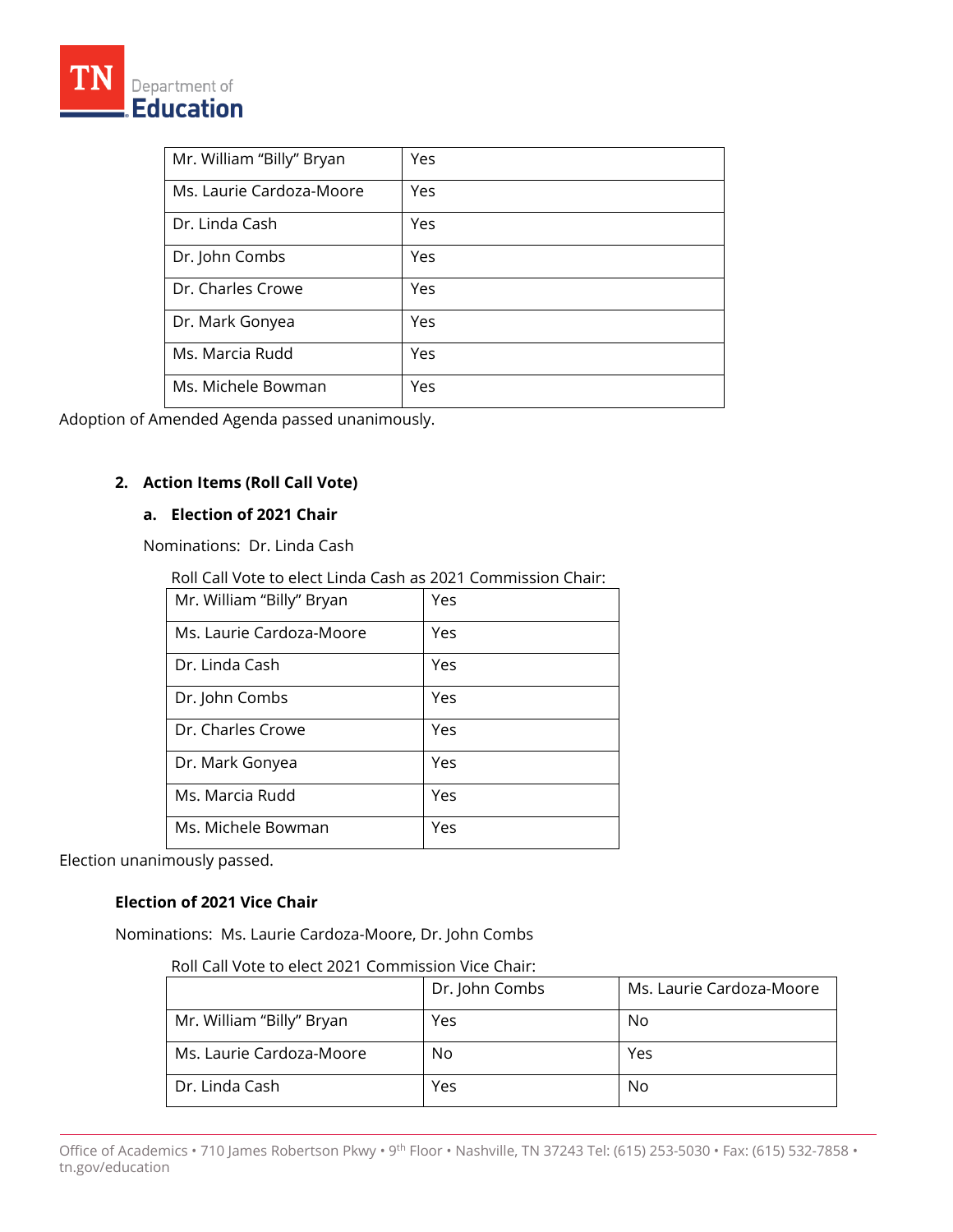| | |
|---|---|
| Mr. William "Billy" Bryan | Yes |
| Ms. Laurie Cardoza-Moore | Yes |
| Dr. Linda Cash | Yes |
| Dr. John Combs | Yes |
| Dr. Charles Crowe | Yes |
| Dr. Mark Gonyea | Yes |
| Ms. Marcia Rudd | Yes |
| Ms. Michele Bowman | Yes |

Adoption of Amended Agenda passed unanimously.

2. **Action Items (Roll Call Vote)**

   a. **Election of 2021 Chair**

   Nominations: Dr. Linda Cash

   Roll Call Vote to elect Linda Cash as 2021 Commission Chair:

| | |
|---|---|
| Mr. William "Billy" Bryan | Yes |
| Ms. Laurie Cardoza-Moore | Yes |
| Dr. Linda Cash | Yes |
| Dr. John Combs | Yes |
| Dr. Charles Crowe | Yes |
| Dr. Mark Gonyea | Yes |
| Ms. Marcia Rudd | Yes |
| Ms. Michele Bowman | Yes |

Election unanimously passed.

**Election of 2021 Vice Chair**

Nominations: Ms. Laurie Cardoza-Moore, Dr. John Combs

Roll Call Vote to elect 2021 Commission Vice Chair:

| | Dr. John Combs | Ms. Laurie Cardoza-Moore |
|---|---|---|
| Mr. William "Billy" Bryan | Yes | No |
| Ms. Laurie Cardoza-Moore | No | Yes |
| Dr. Linda Cash | Yes | No |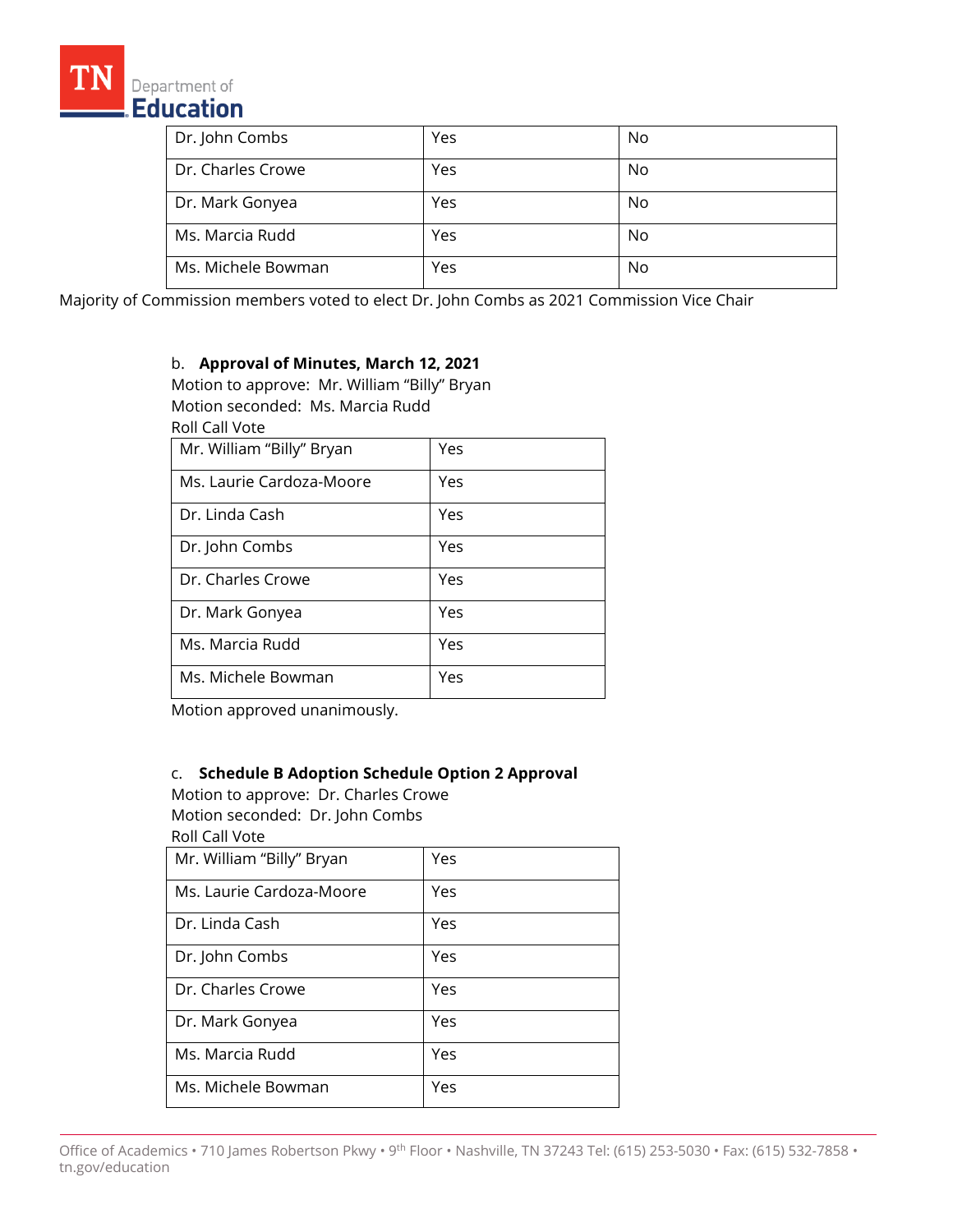| Dr. John Combs | Yes | No |
|---|---|---|
| Dr. Charles Crowe | Yes | No |
| Dr. Mark Gonyea | Yes | No |
| Ms. Marcia Rudd | Yes | No |
| Ms. Michele Bowman | Yes | No |

Majority of Commission members voted to elect Dr. John Combs as 2021 Commission Vice Chair

b. **Approval of Minutes, March 12, 2021**

Motion to approve: Mr. William "Billy" Bryan
Motion seconded: Ms. Marcia Rudd
Roll Call Vote

| Mr. William "Billy" Bryan | Yes |
|---|---|
| Ms. Laurie Cardoza-Moore | Yes |
| Dr. Linda Cash | Yes |
| Dr. John Combs | Yes |
| Dr. Charles Crowe | Yes |
| Dr. Mark Gonyea | Yes |
| Ms. Marcia Rudd | Yes |
| Ms. Michele Bowman | Yes |

Motion approved unanimously.

c. **Schedule B Adoption Schedule Option 2 Approval**

Motion to approve: Dr. Charles Crowe
Motion seconded: Dr. John Combs
Roll Call Vote

| Mr. William "Billy" Bryan | Yes |
|---|---|
| Ms. Laurie Cardoza-Moore | Yes |
| Dr. Linda Cash | Yes |
| Dr. John Combs | Yes |
| Dr. Charles Crowe | Yes |
| Dr. Mark Gonyea | Yes |
| Ms. Marcia Rudd | Yes |
| Ms. Michele Bowman | Yes |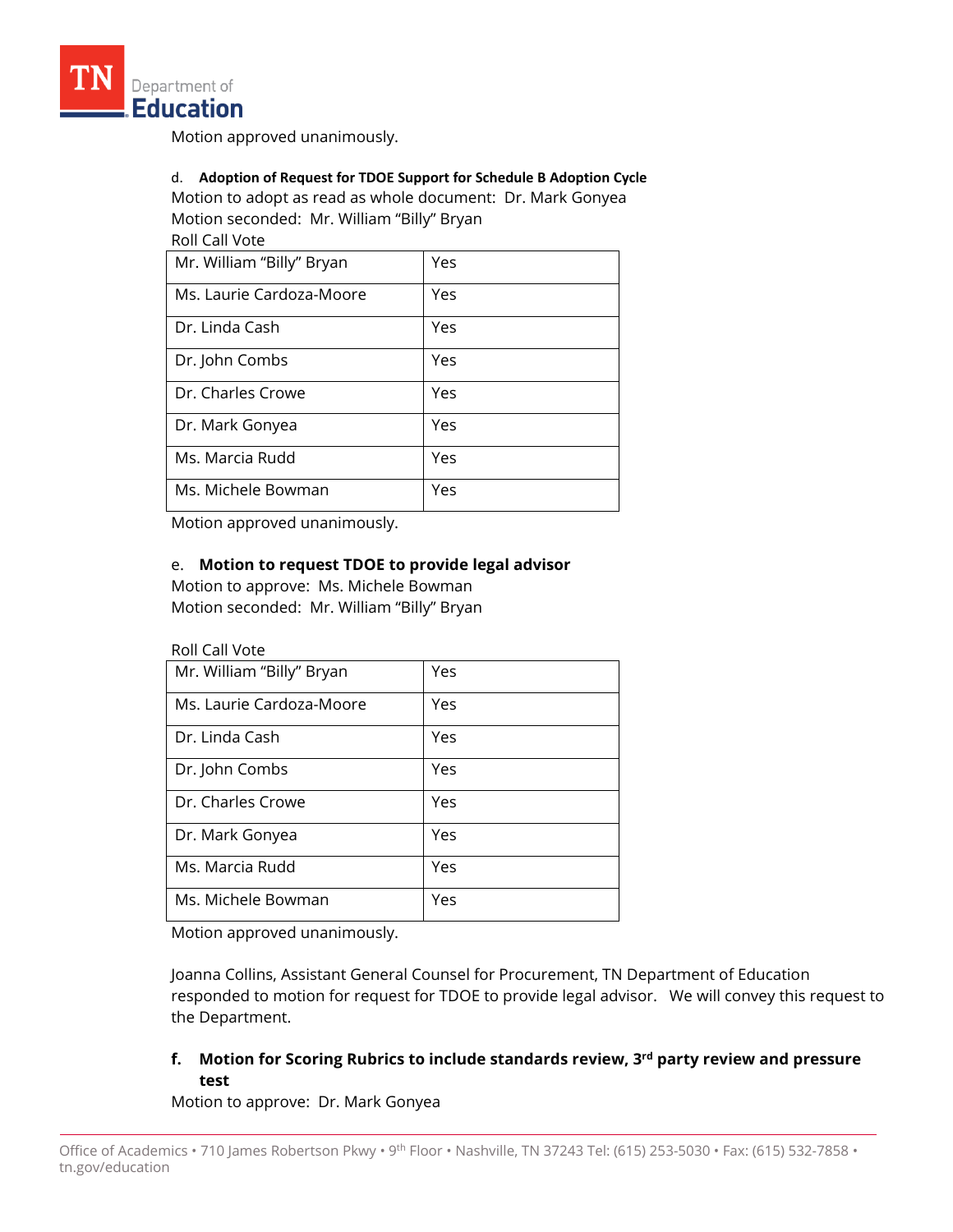Motion approved unanimously.

d. **Adoption of Request for TDOE Support for Schedule B Adoption Cycle**
Motion to adopt as read as whole document: Dr. Mark Gonyea
Motion seconded: Mr. William "Billy" Bryan
Roll Call Vote

| | |
|---|---|
| Mr. William "Billy" Bryan | Yes |
| Ms. Laurie Cardoza-Moore | Yes |
| Dr. Linda Cash | Yes |
| Dr. John Combs | Yes |
| Dr. Charles Crowe | Yes |
| Dr. Mark Gonyea | Yes |
| Ms. Marcia Rudd | Yes |
| Ms. Michele Bowman | Yes |

Motion approved unanimously.

e. **Motion to request TDOE to provide legal advisor**
Motion to approve: Ms. Michele Bowman
Motion seconded: Mr. William "Billy" Bryan

Roll Call Vote

| | |
|---|---|
| Mr. William "Billy" Bryan | Yes |
| Ms. Laurie Cardoza-Moore | Yes |
| Dr. Linda Cash | Yes |
| Dr. John Combs | Yes |
| Dr. Charles Crowe | Yes |
| Dr. Mark Gonyea | Yes |
| Ms. Marcia Rudd | Yes |
| Ms. Michele Bowman | Yes |

Motion approved unanimously.

Joanna Collins, Assistant General Counsel for Procurement, TN Department of Education responded to motion for request for TDOE to provide legal advisor. We will convey this request to the Department.

**f. Motion for Scoring Rubrics to include standards review, 3rd party review and pressure test**
Motion to approve: Dr. Mark Gonyea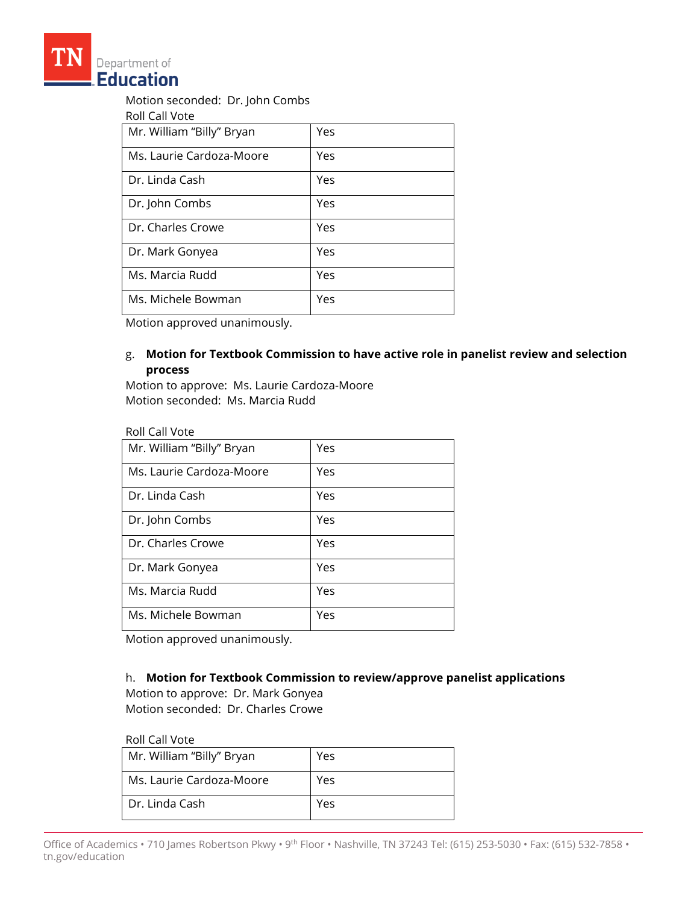Motion seconded: Dr. John Combs

Roll Call Vote

| | |
|---|---|
| Mr. William "Billy" Bryan | Yes |
| Ms. Laurie Cardoza-Moore | Yes |
| Dr. Linda Cash | Yes |
| Dr. John Combs | Yes |
| Dr. Charles Crowe | Yes |
| Dr. Mark Gonyea | Yes |
| Ms. Marcia Rudd | Yes |
| Ms. Michele Bowman | Yes |

Motion approved unanimously.

g. **Motion for Textbook Commission to have active role in panelist review and selection process**

Motion to approve: Ms. Laurie Cardoza-Moore
Motion seconded: Ms. Marcia Rudd

Roll Call Vote

| | |
|---|---|
| Mr. William "Billy" Bryan | Yes |
| Ms. Laurie Cardoza-Moore | Yes |
| Dr. Linda Cash | Yes |
| Dr. John Combs | Yes |
| Dr. Charles Crowe | Yes |
| Dr. Mark Gonyea | Yes |
| Ms. Marcia Rudd | Yes |
| Ms. Michele Bowman | Yes |

Motion approved unanimously.

h. **Motion for Textbook Commission to review/approve panelist applications**

Motion to approve: Dr. Mark Gonyea
Motion seconded: Dr. Charles Crowe

Roll Call Vote

| | |
|---|---|
| Mr. William "Billy" Bryan | Yes |
| Ms. Laurie Cardoza-Moore | Yes |
| Dr. Linda Cash | Yes |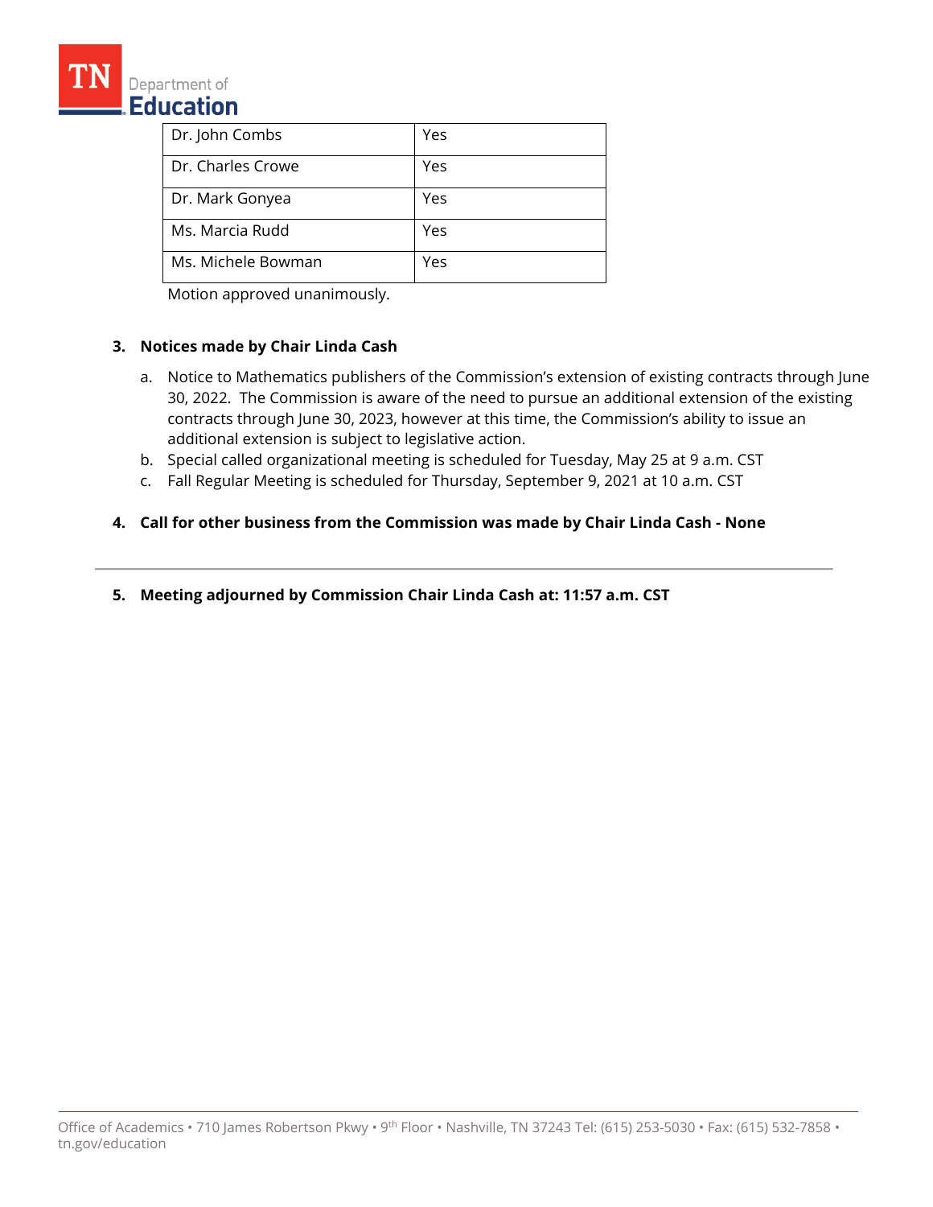| | |
|---|---|
| Dr. John Combs | Yes |
| Dr. Charles Crowe | Yes |
| Dr. Mark Gonyea | Yes |
| Ms. Marcia Rudd | Yes |
| Ms. Michele Bowman | Yes |

Motion approved unanimously.

**3. Notices made by Chair Linda Cash**

a. Notice to Mathematics publishers of the Commission's extension of existing contracts through June 30, 2022. The Commission is aware of the need to pursue an additional extension of the existing contracts through June 30, 2023, however at this time, the Commission's ability to issue an additional extension is subject to legislative action.
b. Special called organizational meeting is scheduled for Tuesday, May 25 at 9 a.m. CST
c. Fall Regular Meeting is scheduled for Thursday, September 9, 2021 at 10 a.m. CST

**4. Call for other business from the Commission was made by Chair Linda Cash - None**

---

**5. Meeting adjourned by Commission Chair Linda Cash at: 11:57 a.m. CST**